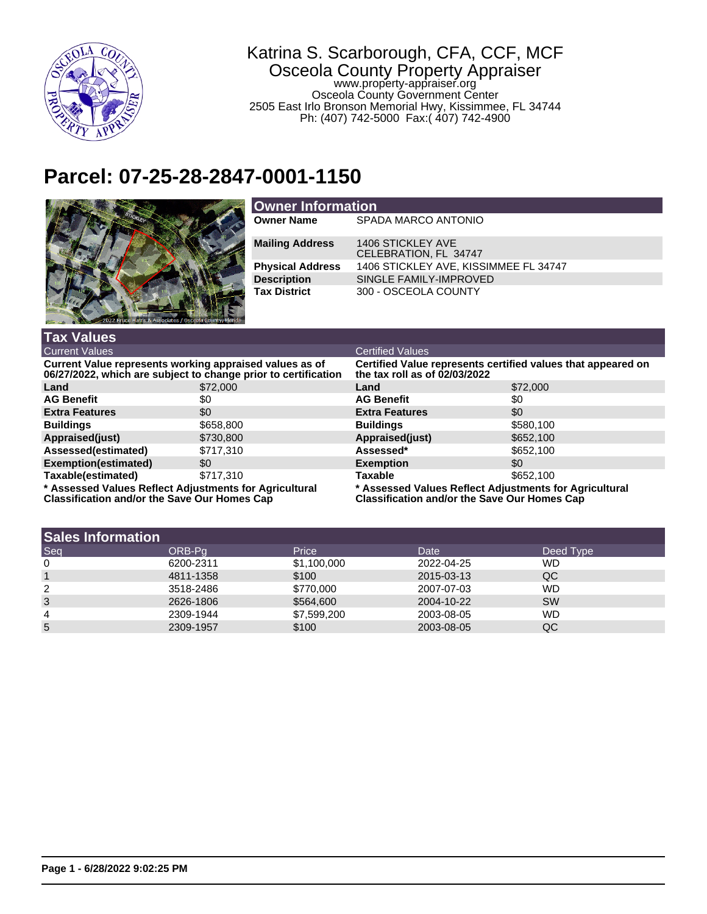Katrina S. Scarborough, CFA, CCF, MCF
Osceola County Property Appraiser
www.property-appraiser.org
Osceola County Government Center
2505 East Irlo Bronson Memorial Hwy, Kissimmee, FL 34744
Ph: (407) 742-5000 Fax:( 407) 742-4900

# Parcel: 07-25-28-2847-0001-1150

## Owner Information

| | |
|---|---|
| **Owner Name** | SPADA MARCO ANTONIO |
| **Mailing Address** | 1406 STICKLEY AVE<br>CELEBRATION, FL 34747 |
| **Physical Address** | 1406 STICKLEY AVE, KISSIMMEE FL 34747 |
| **Description** | SINGLE FAMILY-IMPROVED |
| **Tax District** | 300 - OSCEOLA COUNTY |

## Tax Values

### Current Values

**Current Value represents working appraised values as of 06/27/2022, which are subject to change prior to certification**

| | |
|---|---|
| **Land** | $72,000 |
| **AG Benefit** | $0 |
| **Extra Features** | $0 |
| **Buildings** | $658,800 |
| **Appraised(just)** | $730,800 |
| **Assessed(estimated)** | $717,310 |
| **Exemption(estimated)** | $0 |
| **Taxable(estimated)** | $717,310 |

**\* Assessed Values Reflect Adjustments for Agricultural Classification and/or the Save Our Homes Cap**

### Certified Values

**Certified Value represents certified values that appeared on the tax roll as of 02/03/2022**

| | |
|---|---|
| **Land** | $72,000 |
| **AG Benefit** | $0 |
| **Extra Features** | $0 |
| **Buildings** | $580,100 |
| **Appraised(just)** | $652,100 |
| **Assessed*** | $652,100 |
| **Exemption** | $0 |
| **Taxable** | $652,100 |

**\* Assessed Values Reflect Adjustments for Agricultural Classification and/or the Save Our Homes Cap**

## Sales Information

| Seq | ORB-Pg | Price | Date | Deed Type |
|---|---|---|---|---|
| 0 | 6200-2311 | $1,100,000 | 2022-04-25 | WD |
| 1 | 4811-1358 | $100 | 2015-03-13 | QC |
| 2 | 3518-2486 | $770,000 | 2007-07-03 | WD |
| 3 | 2626-1806 | $564,600 | 2004-10-22 | SW |
| 4 | 2309-1944 | $7,599,200 | 2003-08-05 | WD |
| 5 | 2309-1957 | $100 | 2003-08-05 | QC |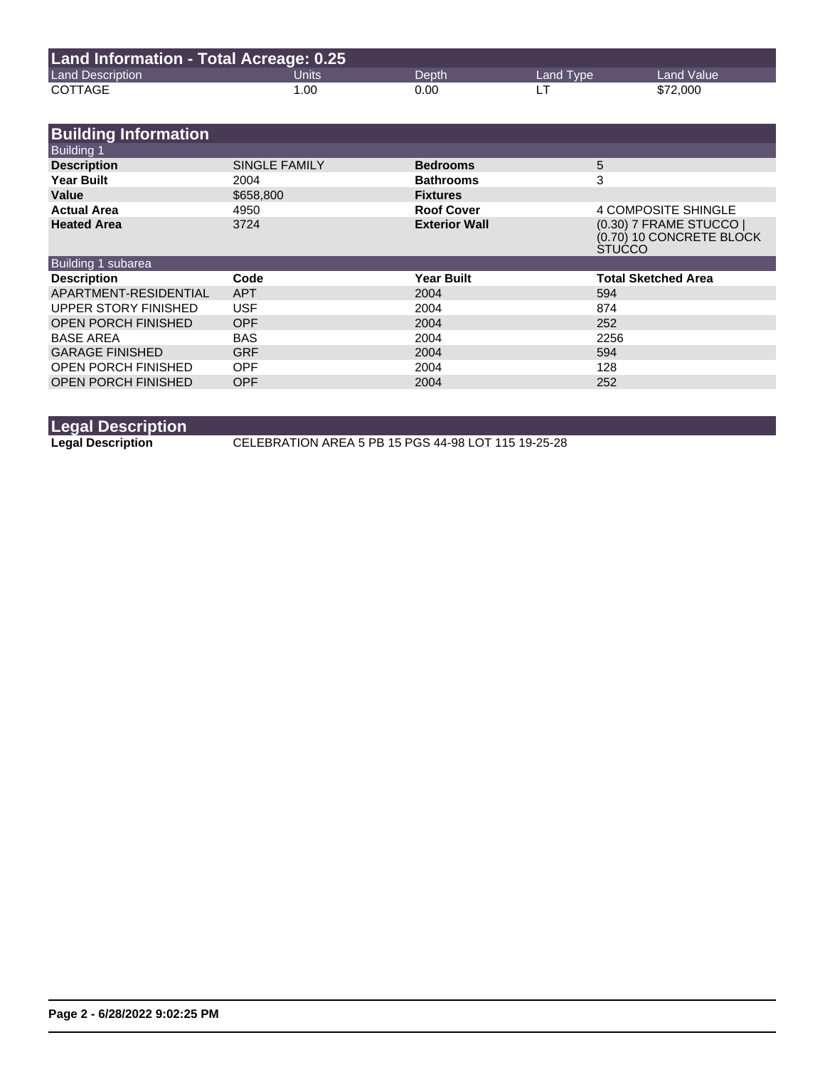## Land Information - Total Acreage: 0.25

| Land Description | Units | Depth | Land Type | Land Value |
|---|---|---|---|---|
| COTTAGE | 1.00 | 0.00 | LT | $72,000 |

## Building Information

### Building 1

| | | | |
|---|---|---|---|
| **Description** | SINGLE FAMILY | **Bedrooms** | 5 |
| **Year Built** | 2004 | **Bathrooms** | 3 |
| **Value** | $658,800 | **Fixtures** | |
| **Actual Area** | 4950 | **Roof Cover** | 4 COMPOSITE SHINGLE |
| **Heated Area** | 3724 | **Exterior Wall** | (0.30) 7 FRAME STUCCO \| (0.70) 10 CONCRETE BLOCK STUCCO |

### Building 1 subarea

| **Description** | **Code** | **Year Built** | **Total Sketched Area** |
|---|---|---|---|
| APARTMENT-RESIDENTIAL | APT | 2004 | 594 |
| UPPER STORY FINISHED | USF | 2004 | 874 |
| OPEN PORCH FINISHED | OPF | 2004 | 252 |
| BASE AREA | BAS | 2004 | 2256 |
| GARAGE FINISHED | GRF | 2004 | 594 |
| OPEN PORCH FINISHED | OPF | 2004 | 128 |
| OPEN PORCH FINISHED | OPF | 2004 | 252 |

## Legal Description

**Legal Description** CELEBRATION AREA 5 PB 15 PGS 44-98 LOT 115 19-25-28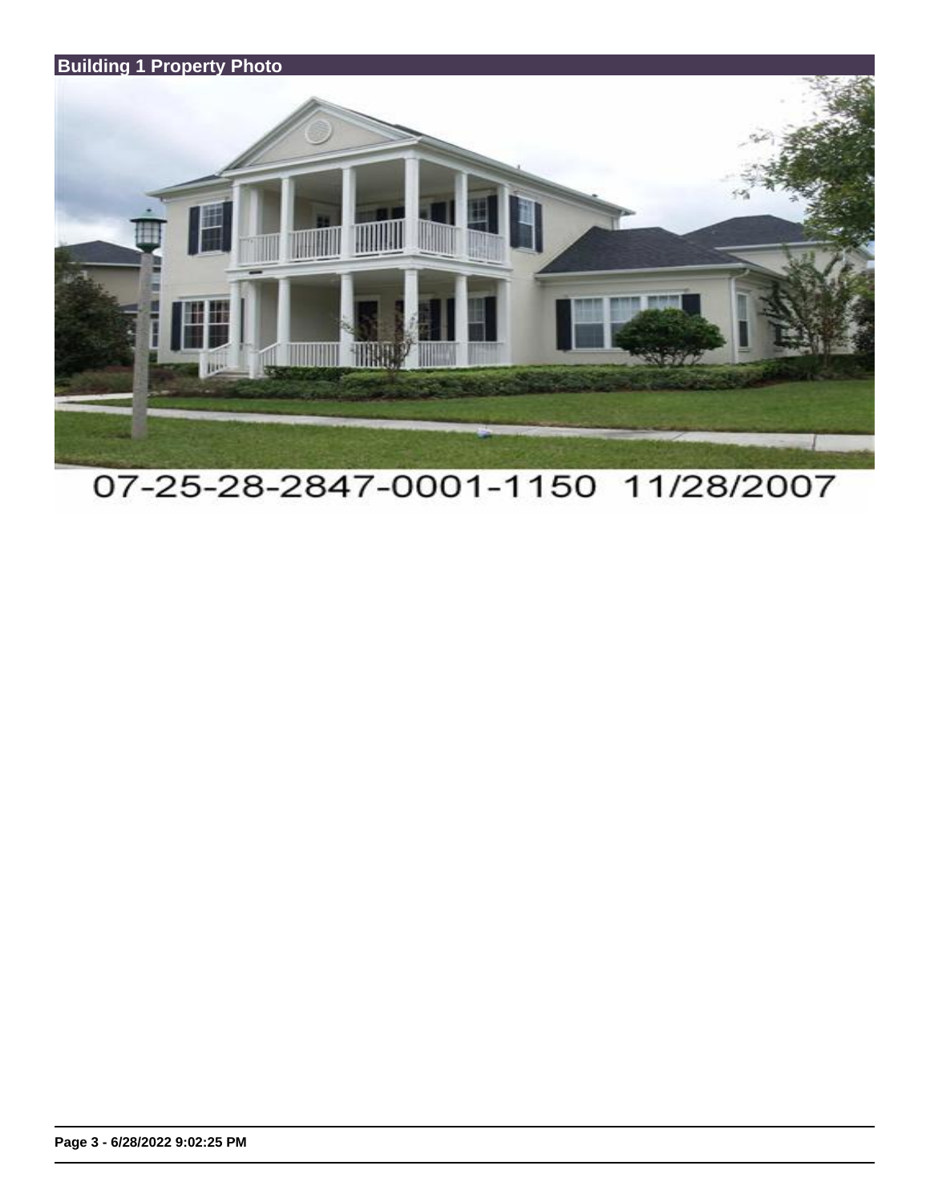## Building 1 Property Photo

07-25-28-2847-0001-1150 11/28/2007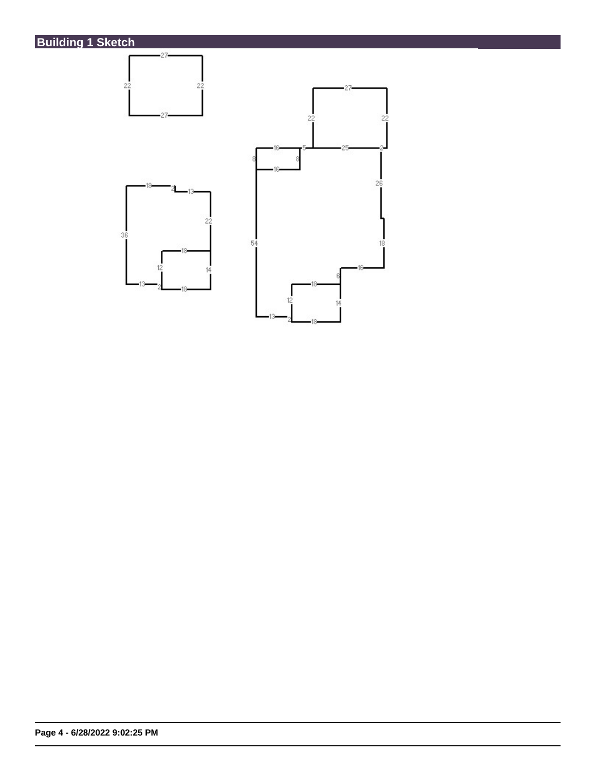## Building 1 Sketch

27
22
22
27

27
22
22
16
5
25
2
8
8
16
26
54
18
18
6
18
12
14
13
4
18

18
4
13
22
36
18
12
14
13
4
18